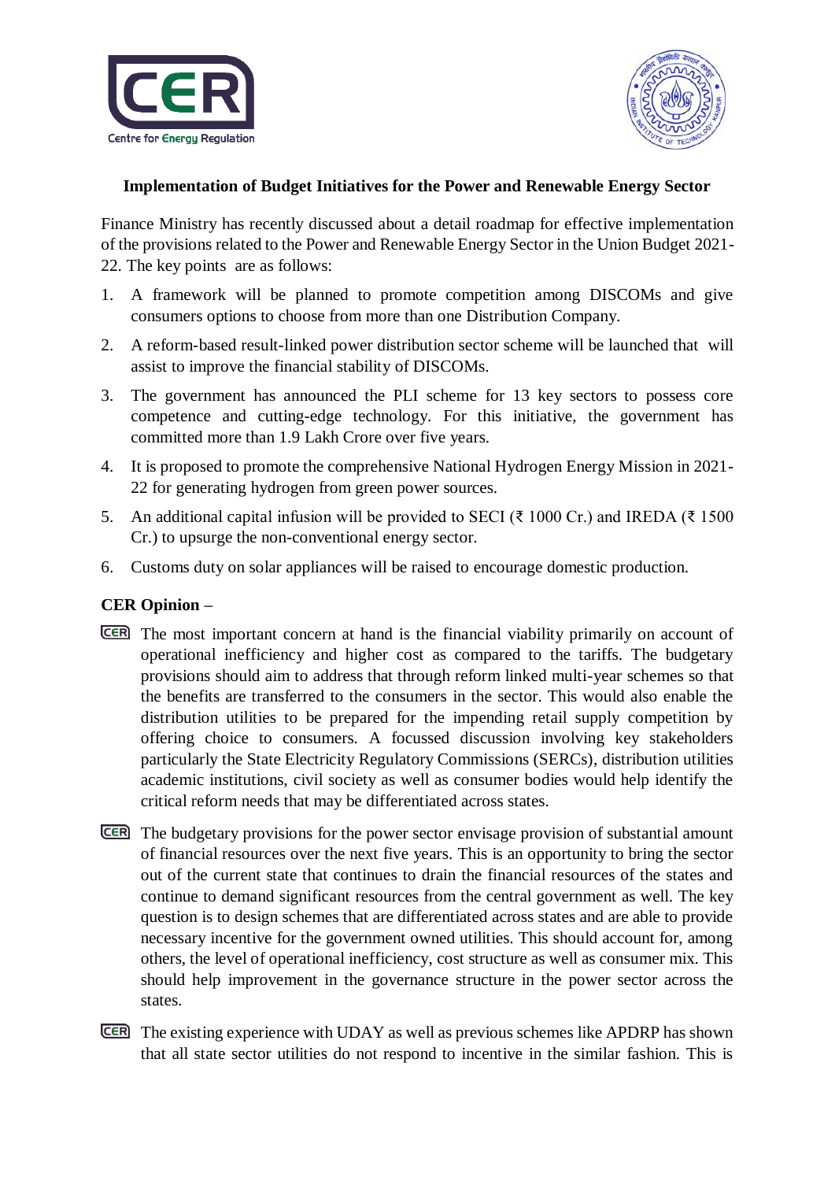**Implementation of Budget Initiatives for the Power and Renewable Energy Sector**

Finance Ministry has recently discussed about a detail roadmap for effective implementation of the provisions related to the Power and Renewable Energy Sector in the Union Budget 2021-22. The key points are as follows:

1. A framework will be planned to promote competition among DISCOMs and give consumers options to choose from more than one Distribution Company.
2. A reform-based result-linked power distribution sector scheme will be launched that will assist to improve the financial stability of DISCOMs.
3. The government has announced the PLI scheme for 13 key sectors to possess core competence and cutting-edge technology. For this initiative, the government has committed more than 1.9 Lakh Crore over five years.
4. It is proposed to promote the comprehensive National Hydrogen Energy Mission in 2021-22 for generating hydrogen from green power sources.
5. An additional capital infusion will be provided to SECI (₹ 1000 Cr.) and IREDA (₹ 1500 Cr.) to upsurge the non-conventional energy sector.
6. Customs duty on solar appliances will be raised to encourage domestic production.

**CER Opinion –**

- The most important concern at hand is the financial viability primarily on account of operational inefficiency and higher cost as compared to the tariffs. The budgetary provisions should aim to address that through reform linked multi-year schemes so that the benefits are transferred to the consumers in the sector. This would also enable the distribution utilities to be prepared for the impending retail supply competition by offering choice to consumers. A focussed discussion involving key stakeholders particularly the State Electricity Regulatory Commissions (SERCs), distribution utilities academic institutions, civil society as well as consumer bodies would help identify the critical reform needs that may be differentiated across states.
- The budgetary provisions for the power sector envisage provision of substantial amount of financial resources over the next five years. This is an opportunity to bring the sector out of the current state that continues to drain the financial resources of the states and continue to demand significant resources from the central government as well. The key question is to design schemes that are differentiated across states and are able to provide necessary incentive for the government owned utilities. This should account for, among others, the level of operational inefficiency, cost structure as well as consumer mix. This should help improvement in the governance structure in the power sector across the states.
- The existing experience with UDAY as well as previous schemes like APDRP has shown that all state sector utilities do not respond to incentive in the similar fashion. This is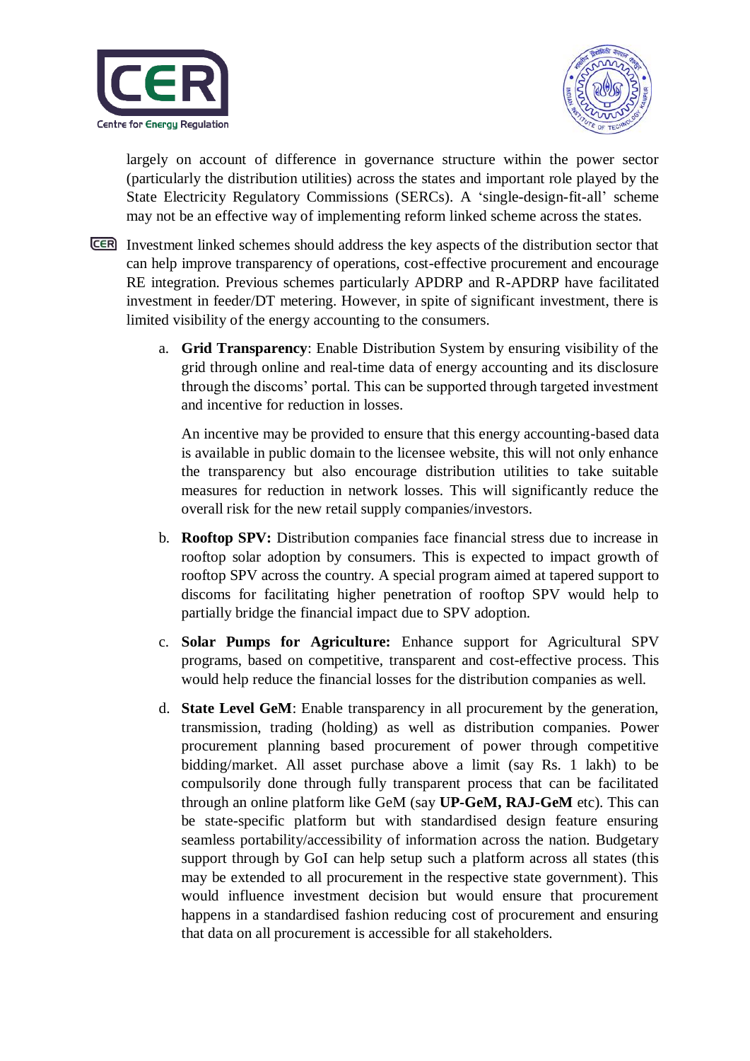largely on account of difference in governance structure within the power sector (particularly the distribution utilities) across the states and important role played by the State Electricity Regulatory Commissions (SERCs). A 'single-design-fit-all' scheme may not be an effective way of implementing reform linked scheme across the states.

- Investment linked schemes should address the key aspects of the distribution sector that can help improve transparency of operations, cost-effective procurement and encourage RE integration. Previous schemes particularly APDRP and R-APDRP have facilitated investment in feeder/DT metering. However, in spite of significant investment, there is limited visibility of the energy accounting to the consumers.

  a. **Grid Transparency**: Enable Distribution System by ensuring visibility of the grid through online and real-time data of energy accounting and its disclosure through the discoms' portal. This can be supported through targeted investment and incentive for reduction in losses.

     An incentive may be provided to ensure that this energy accounting-based data is available in public domain to the licensee website, this will not only enhance the transparency but also encourage distribution utilities to take suitable measures for reduction in network losses. This will significantly reduce the overall risk for the new retail supply companies/investors.

  b. **Rooftop SPV:** Distribution companies face financial stress due to increase in rooftop solar adoption by consumers. This is expected to impact growth of rooftop SPV across the country. A special program aimed at tapered support to discoms for facilitating higher penetration of rooftop SPV would help to partially bridge the financial impact due to SPV adoption.

  c. **Solar Pumps for Agriculture:** Enhance support for Agricultural SPV programs, based on competitive, transparent and cost-effective process. This would help reduce the financial losses for the distribution companies as well.

  d. **State Level GeM**: Enable transparency in all procurement by the generation, transmission, trading (holding) as well as distribution companies. Power procurement planning based procurement of power through competitive bidding/market. All asset purchase above a limit (say Rs. 1 lakh) to be compulsorily done through fully transparent process that can be facilitated through an online platform like GeM (say **UP-GeM, RAJ-GeM** etc). This can be state-specific platform but with standardised design feature ensuring seamless portability/accessibility of information across the nation. Budgetary support through by GoI can help setup such a platform across all states (this may be extended to all procurement in the respective state government). This would influence investment decision but would ensure that procurement happens in a standardised fashion reducing cost of procurement and ensuring that data on all procurement is accessible for all stakeholders.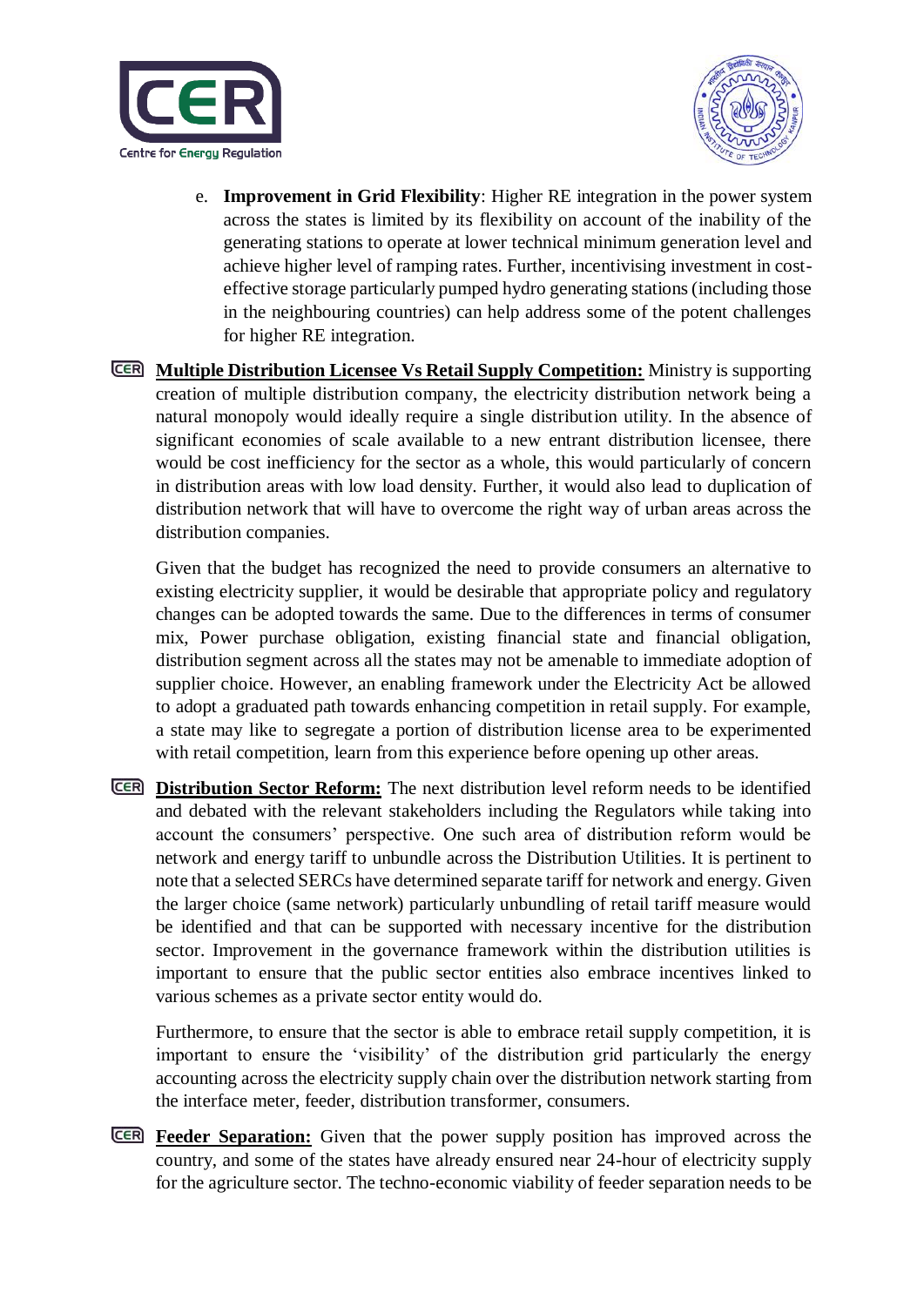e. **Improvement in Grid Flexibility**: Higher RE integration in the power system across the states is limited by its flexibility on account of the inability of the generating stations to operate at lower technical minimum generation level and achieve higher level of ramping rates. Further, incentivising investment in cost-effective storage particularly pumped hydro generating stations (including those in the neighbouring countries) can help address some of the potent challenges for higher RE integration.

**Multiple Distribution Licensee Vs Retail Supply Competition:** Ministry is supporting creation of multiple distribution company, the electricity distribution network being a natural monopoly would ideally require a single distribution utility. In the absence of significant economies of scale available to a new entrant distribution licensee, there would be cost inefficiency for the sector as a whole, this would particularly of concern in distribution areas with low load density. Further, it would also lead to duplication of distribution network that will have to overcome the right way of urban areas across the distribution companies.

Given that the budget has recognized the need to provide consumers an alternative to existing electricity supplier, it would be desirable that appropriate policy and regulatory changes can be adopted towards the same. Due to the differences in terms of consumer mix, Power purchase obligation, existing financial state and financial obligation, distribution segment across all the states may not be amenable to immediate adoption of supplier choice. However, an enabling framework under the Electricity Act be allowed to adopt a graduated path towards enhancing competition in retail supply. For example, a state may like to segregate a portion of distribution license area to be experimented with retail competition, learn from this experience before opening up other areas.

**Distribution Sector Reform:** The next distribution level reform needs to be identified and debated with the relevant stakeholders including the Regulators while taking into account the consumers' perspective. One such area of distribution reform would be network and energy tariff to unbundle across the Distribution Utilities. It is pertinent to note that a selected SERCs have determined separate tariff for network and energy. Given the larger choice (same network) particularly unbundling of retail tariff measure would be identified and that can be supported with necessary incentive for the distribution sector. Improvement in the governance framework within the distribution utilities is important to ensure that the public sector entities also embrace incentives linked to various schemes as a private sector entity would do.

Furthermore, to ensure that the sector is able to embrace retail supply competition, it is important to ensure the 'visibility' of the distribution grid particularly the energy accounting across the electricity supply chain over the distribution network starting from the interface meter, feeder, distribution transformer, consumers.

**Feeder Separation:** Given that the power supply position has improved across the country, and some of the states have already ensured near 24-hour of electricity supply for the agriculture sector. The techno-economic viability of feeder separation needs to be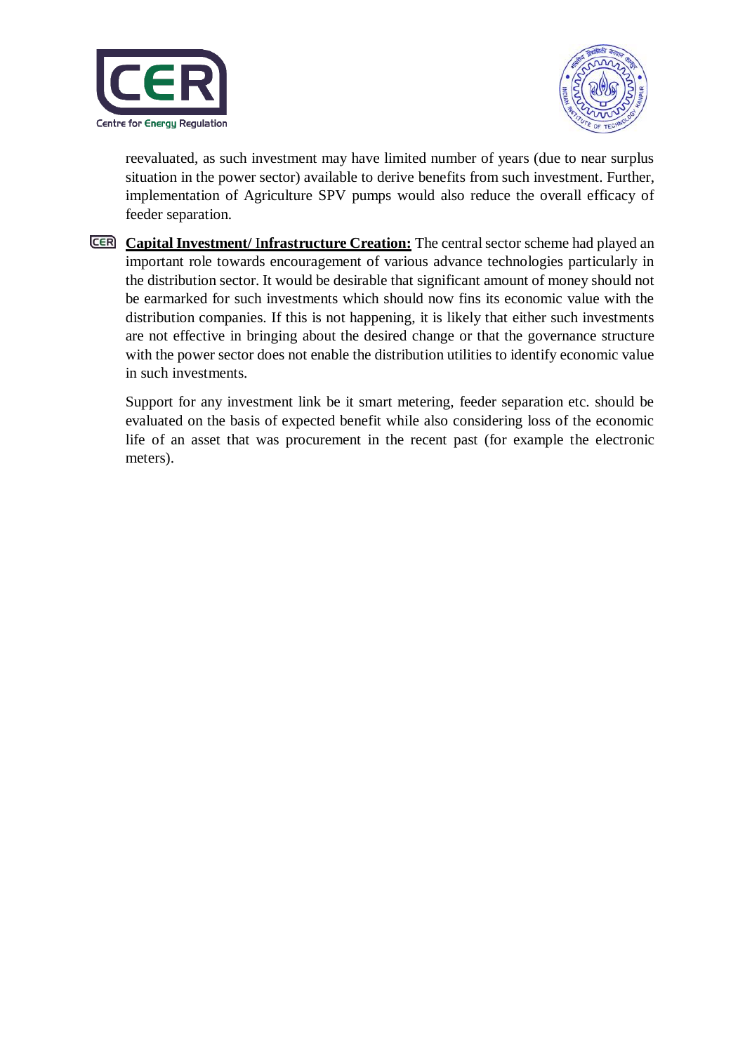reevaluated, as such investment may have limited number of years (due to near surplus situation in the power sector) available to derive benefits from such investment. Further, implementation of Agriculture SPV pumps would also reduce the overall efficacy of feeder separation.

- **Capital Investment/ Infrastructure Creation:** The central sector scheme had played an important role towards encouragement of various advance technologies particularly in the distribution sector. It would be desirable that significant amount of money should not be earmarked for such investments which should now fins its economic value with the distribution companies. If this is not happening, it is likely that either such investments are not effective in bringing about the desired change or that the governance structure with the power sector does not enable the distribution utilities to identify economic value in such investments.

  Support for any investment link be it smart metering, feeder separation etc. should be evaluated on the basis of expected benefit while also considering loss of the economic life of an asset that was procurement in the recent past (for example the electronic meters).